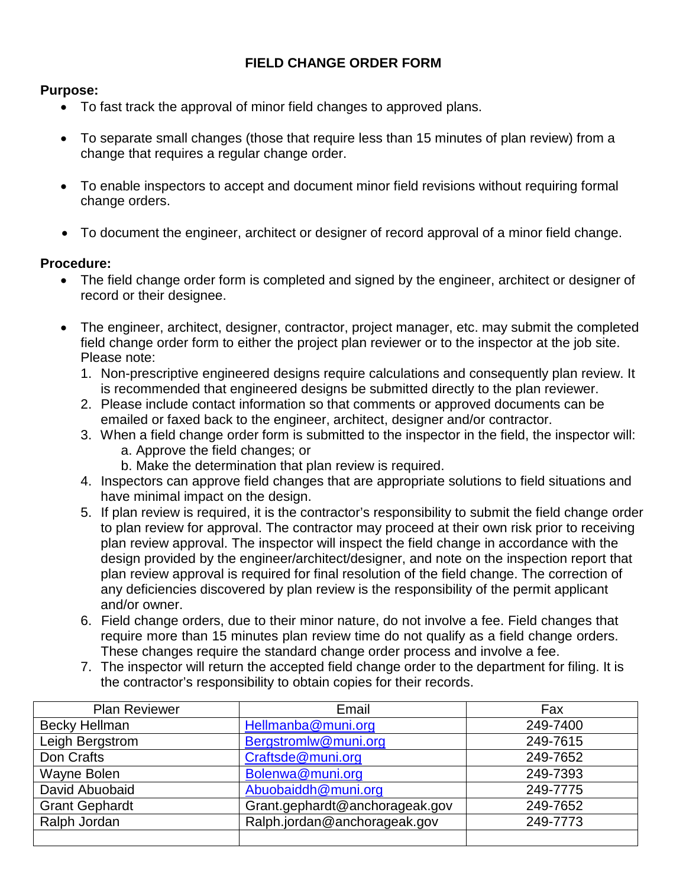# FIELD CHANGE ORDER FORM

**Purpose:**

- To fast track the approval of minor field changes to approved plans.
- To separate small changes (those that require less than 15 minutes of plan review) from a change that requires a regular change order.
- To enable inspectors to accept and document minor field revisions without requiring formal change orders.
- To document the engineer, architect or designer of record approval of a minor field change.

**Procedure:**

- The field change order form is completed and signed by the engineer, architect or designer of record or their designee.
- The engineer, architect, designer, contractor, project manager, etc. may submit the completed field change order form to either the project plan reviewer or to the inspector at the job site. Please note:
  1. Non-prescriptive engineered designs require calculations and consequently plan review. It is recommended that engineered designs be submitted directly to the plan reviewer.
  2. Please include contact information so that comments or approved documents can be emailed or faxed back to the engineer, architect, designer and/or contractor.
  3. When a field change order form is submitted to the inspector in the field, the inspector will:
     a. Approve the field changes; or
     b. Make the determination that plan review is required.
  4. Inspectors can approve field changes that are appropriate solutions to field situations and have minimal impact on the design.
  5. If plan review is required, it is the contractor's responsibility to submit the field change order to plan review for approval. The contractor may proceed at their own risk prior to receiving plan review approval. The inspector will inspect the field change in accordance with the design provided by the engineer/architect/designer, and note on the inspection report that plan review approval is required for final resolution of the field change. The correction of any deficiencies discovered by plan review is the responsibility of the permit applicant and/or owner.
  6. Field change orders, due to their minor nature, do not involve a fee. Field changes that require more than 15 minutes plan review time do not qualify as a field change orders. These changes require the standard change order process and involve a fee.
  7. The inspector will return the accepted field change order to the department for filing. It is the contractor's responsibility to obtain copies for their records.

| Plan Reviewer | Email | Fax |
|---|---|---|
| Becky Hellman | Hellmanba@muni.org | 249-7400 |
| Leigh Bergstrom | Bergstromlw@muni.org | 249-7615 |
| Don Crafts | Craftsde@muni.org | 249-7652 |
| Wayne Bolen | Bolenwa@muni.org | 249-7393 |
| David Abuobaid | Abuobaiddh@muni.org | 249-7775 |
| Grant Gephardt | Grant.gephardt@anchorageak.gov | 249-7652 |
| Ralph Jordan | Ralph.jordan@anchorageak.gov | 249-7773 |
| | | |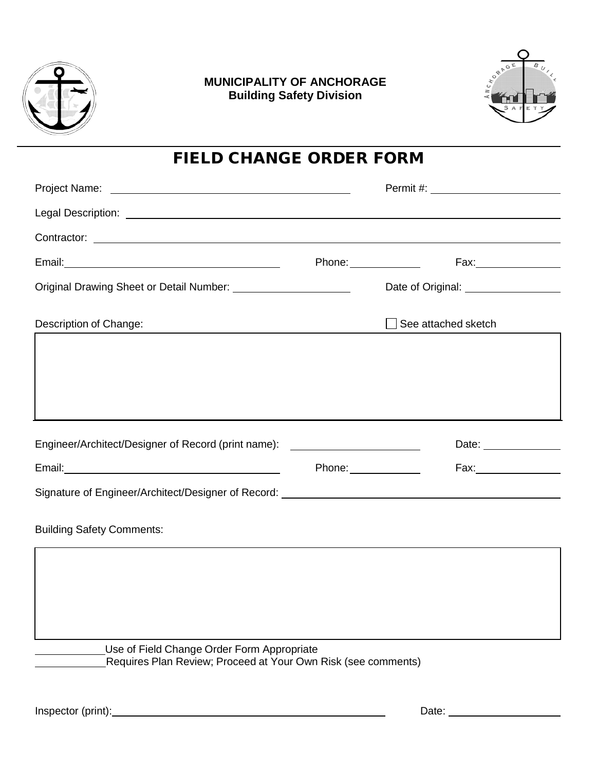**MUNICIPALITY OF ANCHORAGE**
**Building Safety Division**

# FIELD CHANGE ORDER FORM

Project Name: ______________________________ Permit #: ____________________

Legal Description: ________________________________________________

Contractor: ________________________________________________

Email: ______________________ Phone: __________ Fax: __________

Original Drawing Sheet or Detail Number: ______________ Date of Original: ______________

Description of Change: ☐ See attached sketch

Engineer/Architect/Designer of Record (print name): ______________ Date: __________

Email: ______________________ Phone: __________ Fax: __________

Signature of Engineer/Architect/Designer of Record: ______________________________

Building Safety Comments:

__________ Use of Field Change Order Form Appropriate

__________ Requires Plan Review; Proceed at Your Own Risk (see comments)

Inspector (print): ______________________________ Date: ______________